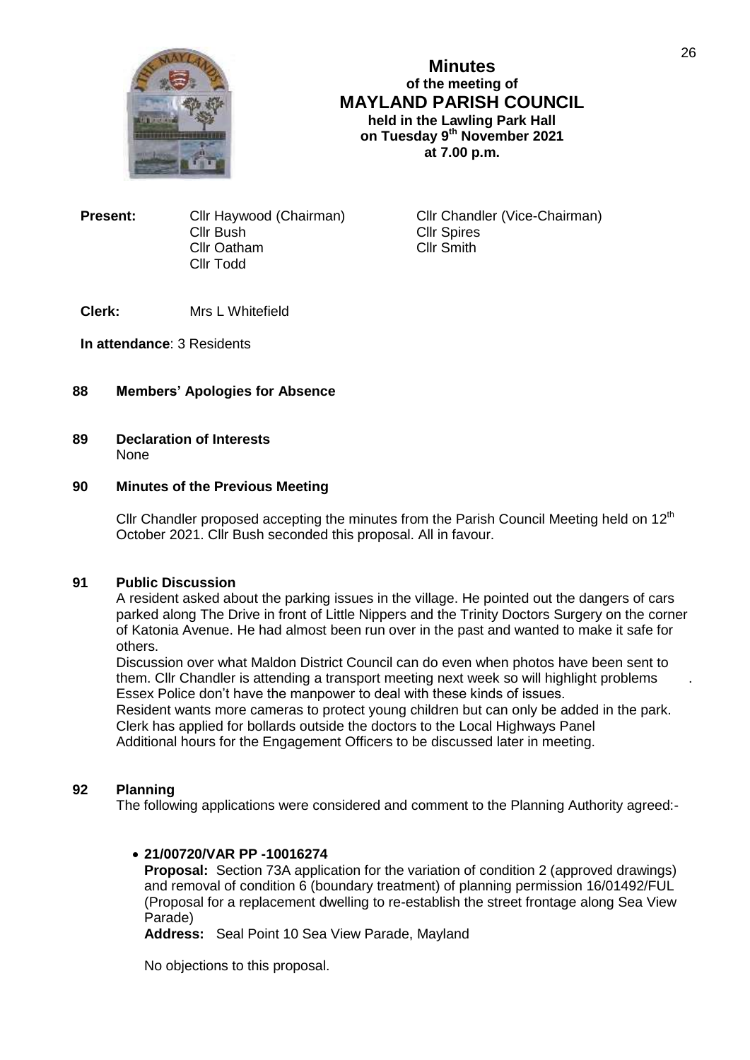# Minutes
## of the meeting of
## MAYLAND PARISH COUNCIL
**held in the Lawling Park Hall**
**on Tuesday 9th November 2021**
**at 7.00 p.m.**

**Present:**
Cllr Haywood (Chairman)
Cllr Chandler (Vice-Chairman)
Cllr Bush
Cllr Spires
Cllr Oatham
Cllr Smith
Cllr Todd

**Clerk:** Mrs L Whitefield

**In attendance**: 3 Residents

**88 Members' Apologies for Absence**

**89 Declaration of Interests**

None

**90 Minutes of the Previous Meeting**

Cllr Chandler proposed accepting the minutes from the Parish Council Meeting held on 12th October 2021. Cllr Bush seconded this proposal. All in favour.

**91 Public Discussion**

A resident asked about the parking issues in the village. He pointed out the dangers of cars parked along The Drive in front of Little Nippers and the Trinity Doctors Surgery on the corner of Katonia Avenue. He had almost been run over in the past and wanted to make it safe for others.

Discussion over what Maldon District Council can do even when photos have been sent to them. Cllr Chandler is attending a transport meeting next week so will highlight problems. Essex Police don't have the manpower to deal with these kinds of issues.

Resident wants more cameras to protect young children but can only be added in the park.

Clerk has applied for bollards outside the doctors to the Local Highways Panel

Additional hours for the Engagement Officers to be discussed later in meeting.

**92 Planning**

The following applications were considered and comment to the Planning Authority agreed:-

- **21/00720/VAR PP -10016274**

  **Proposal:** Section 73A application for the variation of condition 2 (approved drawings) and removal of condition 6 (boundary treatment) of planning permission 16/01492/FUL (Proposal for a replacement dwelling to re-establish the street frontage along Sea View Parade)

  **Address:** Seal Point 10 Sea View Parade, Mayland

  No objections to this proposal.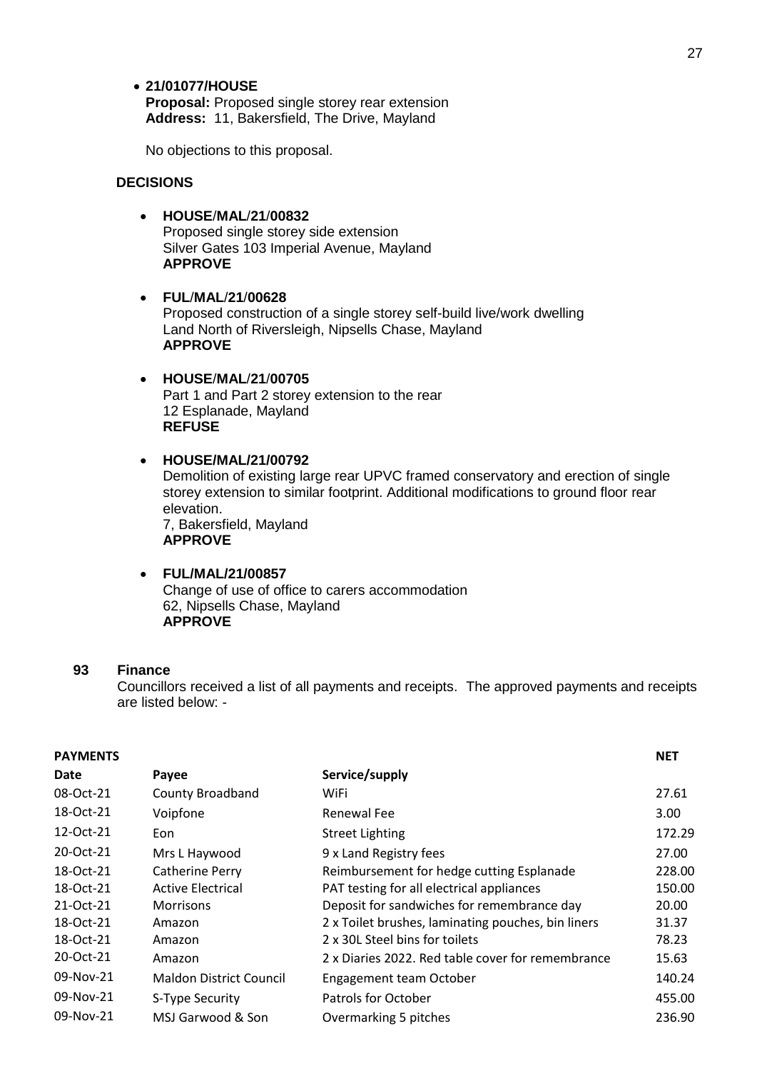- **21/01077/HOUSE**
  **Proposal:** Proposed single storey rear extension
  **Address:** 11, Bakersfield, The Drive, Mayland

  No objections to this proposal.

**DECISIONS**

- **HOUSE/MAL/21/00832**
  Proposed single storey side extension
  Silver Gates 103 Imperial Avenue, Mayland
  **APPROVE**

- **FUL/MAL/21/00628**
  Proposed construction of a single storey self-build live/work dwelling
  Land North of Riversleigh, Nipsells Chase, Mayland
  **APPROVE**

- **HOUSE/MAL/21/00705**
  Part 1 and Part 2 storey extension to the rear
  12 Esplanade, Mayland
  **REFUSE**

- **HOUSE/MAL/21/00792**
  Demolition of existing large rear UPVC framed conservatory and erection of single storey extension to similar footprint. Additional modifications to ground floor rear elevation.
  7, Bakersfield, Mayland
  **APPROVE**

- **FUL/MAL/21/00857**
  Change of use of office to carers accommodation
  62, Nipsells Chase, Mayland
  **APPROVE**

**93 Finance**

Councillors received a list of all payments and receipts. The approved payments and receipts are listed below: -

**PAYMENTS**

| Date | Payee | Service/supply | NET |
|---|---|---|---|
| 08-Oct-21 | County Broadband | WiFi | 27.61 |
| 18-Oct-21 | Voipfone | Renewal Fee | 3.00 |
| 12-Oct-21 | Eon | Street Lighting | 172.29 |
| 20-Oct-21 | Mrs L Haywood | 9 x Land Registry fees | 27.00 |
| 18-Oct-21 | Catherine Perry | Reimbursement for hedge cutting Esplanade | 228.00 |
| 18-Oct-21 | Active Electrical | PAT testing for all electrical appliances | 150.00 |
| 21-Oct-21 | Morrisons | Deposit for sandwiches for remembrance day | 20.00 |
| 18-Oct-21 | Amazon | 2 x Toilet brushes, laminating pouches, bin liners | 31.37 |
| 18-Oct-21 | Amazon | 2 x 30L Steel bins for toilets | 78.23 |
| 20-Oct-21 | Amazon | 2 x Diaries 2022. Red table cover for remembrance | 15.63 |
| 09-Nov-21 | Maldon District Council | Engagement team October | 140.24 |
| 09-Nov-21 | S-Type Security | Patrols for October | 455.00 |
| 09-Nov-21 | MSJ Garwood & Son | Overmarking 5 pitches | 236.90 |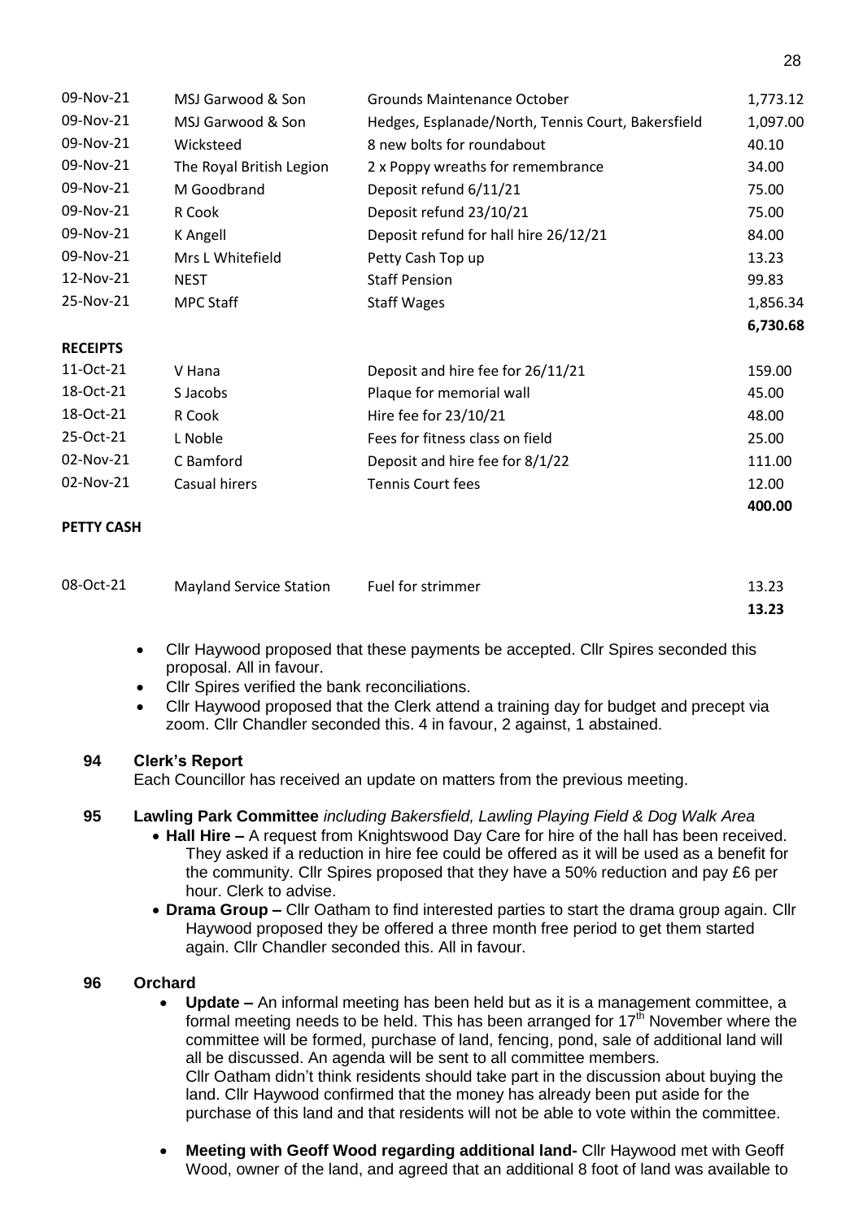| | | | |
|---|---|---|---|
| 09-Nov-21 | MSJ Garwood & Son | Grounds Maintenance October | 1,773.12 |
| 09-Nov-21 | MSJ Garwood & Son | Hedges, Esplanade/North, Tennis Court, Bakersfield | 1,097.00 |
| 09-Nov-21 | Wicksteed | 8 new bolts for roundabout | 40.10 |
| 09-Nov-21 | The Royal British Legion | 2 x Poppy wreaths for remembrance | 34.00 |
| 09-Nov-21 | M Goodbrand | Deposit refund 6/11/21 | 75.00 |
| 09-Nov-21 | R Cook | Deposit refund 23/10/21 | 75.00 |
| 09-Nov-21 | K Angell | Deposit refund for hall hire 26/12/21 | 84.00 |
| 09-Nov-21 | Mrs L Whitefield | Petty Cash Top up | 13.23 |
| 12-Nov-21 | NEST | Staff Pension | 99.83 |
| 25-Nov-21 | MPC Staff | Staff Wages | 1,856.34 |
| | | | **6,730.68** |

**RECEIPTS**

| | | | |
|---|---|---|---|
| 11-Oct-21 | V Hana | Deposit and hire fee for 26/11/21 | 159.00 |
| 18-Oct-21 | S Jacobs | Plaque for memorial wall | 45.00 |
| 18-Oct-21 | R Cook | Hire fee for 23/10/21 | 48.00 |
| 25-Oct-21 | L Noble | Fees for fitness class on field | 25.00 |
| 02-Nov-21 | C Bamford | Deposit and hire fee for 8/1/22 | 111.00 |
| 02-Nov-21 | Casual hirers | Tennis Court fees | 12.00 |
| | | | **400.00** |

**PETTY CASH**

| | | | |
|---|---|---|---|
| 08-Oct-21 | Mayland Service Station | Fuel for strimmer | 13.23 |
| | | | **13.23** |

- Cllr Haywood proposed that these payments be accepted. Cllr Spires seconded this proposal. All in favour.
- Cllr Spires verified the bank reconciliations.
- Cllr Haywood proposed that the Clerk attend a training day for budget and precept via zoom. Cllr Chandler seconded this. 4 in favour, 2 against, 1 abstained.

### 94 Clerk's Report

Each Councillor has received an update on matters from the previous meeting.

### 95 Lawling Park Committee *including Bakersfield, Lawling Playing Field & Dog Walk Area*

- **Hall Hire –** A request from Knightswood Day Care for hire of the hall has been received. They asked if a reduction in hire fee could be offered as it will be used as a benefit for the community. Cllr Spires proposed that they have a 50% reduction and pay £6 per hour. Clerk to advise.
- **Drama Group –** Cllr Oatham to find interested parties to start the drama group again. Cllr Haywood proposed they be offered a three month free period to get them started again. Cllr Chandler seconded this. All in favour.

### 96 Orchard

- **Update –** An informal meeting has been held but as it is a management committee, a formal meeting needs to be held. This has been arranged for 17th November where the committee will be formed, purchase of land, fencing, pond, sale of additional land will all be discussed. An agenda will be sent to all committee members.
  Cllr Oatham didn't think residents should take part in the discussion about buying the land. Cllr Haywood confirmed that the money has already been put aside for the purchase of this land and that residents will not be able to vote within the committee.
- **Meeting with Geoff Wood regarding additional land-** Cllr Haywood met with Geoff Wood, owner of the land, and agreed that an additional 8 foot of land was available to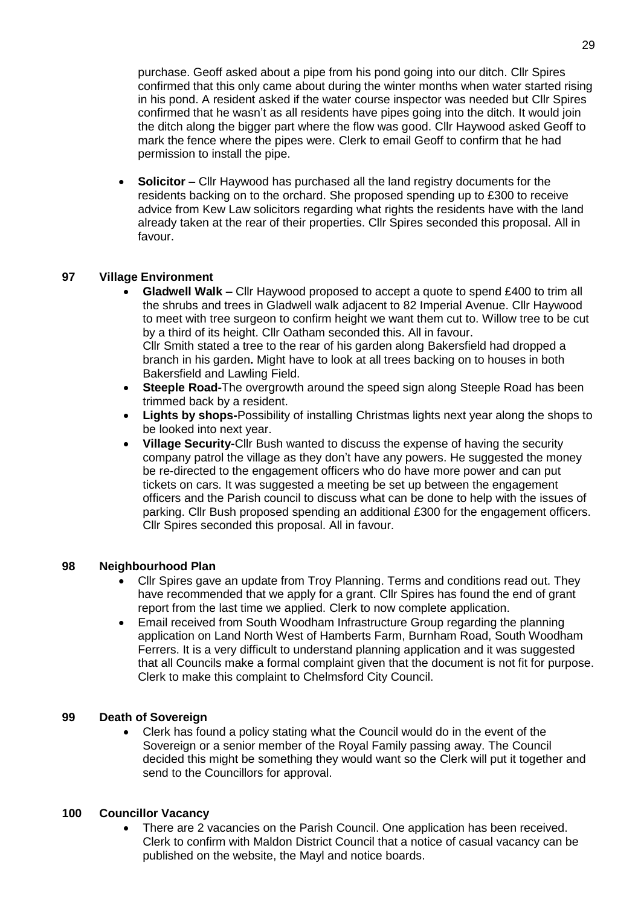purchase. Geoff asked about a pipe from his pond going into our ditch. Cllr Spires confirmed that this only came about during the winter months when water started rising in his pond. A resident asked if the water course inspector was needed but Cllr Spires confirmed that he wasn't as all residents have pipes going into the ditch. It would join the ditch along the bigger part where the flow was good. Cllr Haywood asked Geoff to mark the fence where the pipes were. Clerk to email Geoff to confirm that he had permission to install the pipe.

- **Solicitor –** Cllr Haywood has purchased all the land registry documents for the residents backing on to the orchard. She proposed spending up to £300 to receive advice from Kew Law solicitors regarding what rights the residents have with the land already taken at the rear of their properties. Cllr Spires seconded this proposal. All in favour.

## 97 Village Environment

- **Gladwell Walk –** Cllr Haywood proposed to accept a quote to spend £400 to trim all the shrubs and trees in Gladwell walk adjacent to 82 Imperial Avenue. Cllr Haywood to meet with tree surgeon to confirm height we want them cut to. Willow tree to be cut by a third of its height. Cllr Oatham seconded this. All in favour.
  Cllr Smith stated a tree to the rear of his garden along Bakersfield had dropped a branch in his garden**.** Might have to look at all trees backing on to houses in both Bakersfield and Lawling Field.
- **Steeple Road-**The overgrowth around the speed sign along Steeple Road has been trimmed back by a resident.
- **Lights by shops-**Possibility of installing Christmas lights next year along the shops to be looked into next year.
- **Village Security-**Cllr Bush wanted to discuss the expense of having the security company patrol the village as they don't have any powers. He suggested the money be re-directed to the engagement officers who do have more power and can put tickets on cars. It was suggested a meeting be set up between the engagement officers and the Parish council to discuss what can be done to help with the issues of parking. Cllr Bush proposed spending an additional £300 for the engagement officers. Cllr Spires seconded this proposal. All in favour.

## 98 Neighbourhood Plan

- Cllr Spires gave an update from Troy Planning. Terms and conditions read out. They have recommended that we apply for a grant. Cllr Spires has found the end of grant report from the last time we applied. Clerk to now complete application.
- Email received from South Woodham Infrastructure Group regarding the planning application on Land North West of Hamberts Farm, Burnham Road, South Woodham Ferrers. It is a very difficult to understand planning application and it was suggested that all Councils make a formal complaint given that the document is not fit for purpose. Clerk to make this complaint to Chelmsford City Council.

## 99 Death of Sovereign

- Clerk has found a policy stating what the Council would do in the event of the Sovereign or a senior member of the Royal Family passing away. The Council decided this might be something they would want so the Clerk will put it together and send to the Councillors for approval.

## 100 Councillor Vacancy

- There are 2 vacancies on the Parish Council. One application has been received. Clerk to confirm with Maldon District Council that a notice of casual vacancy can be published on the website, the Mayl and notice boards.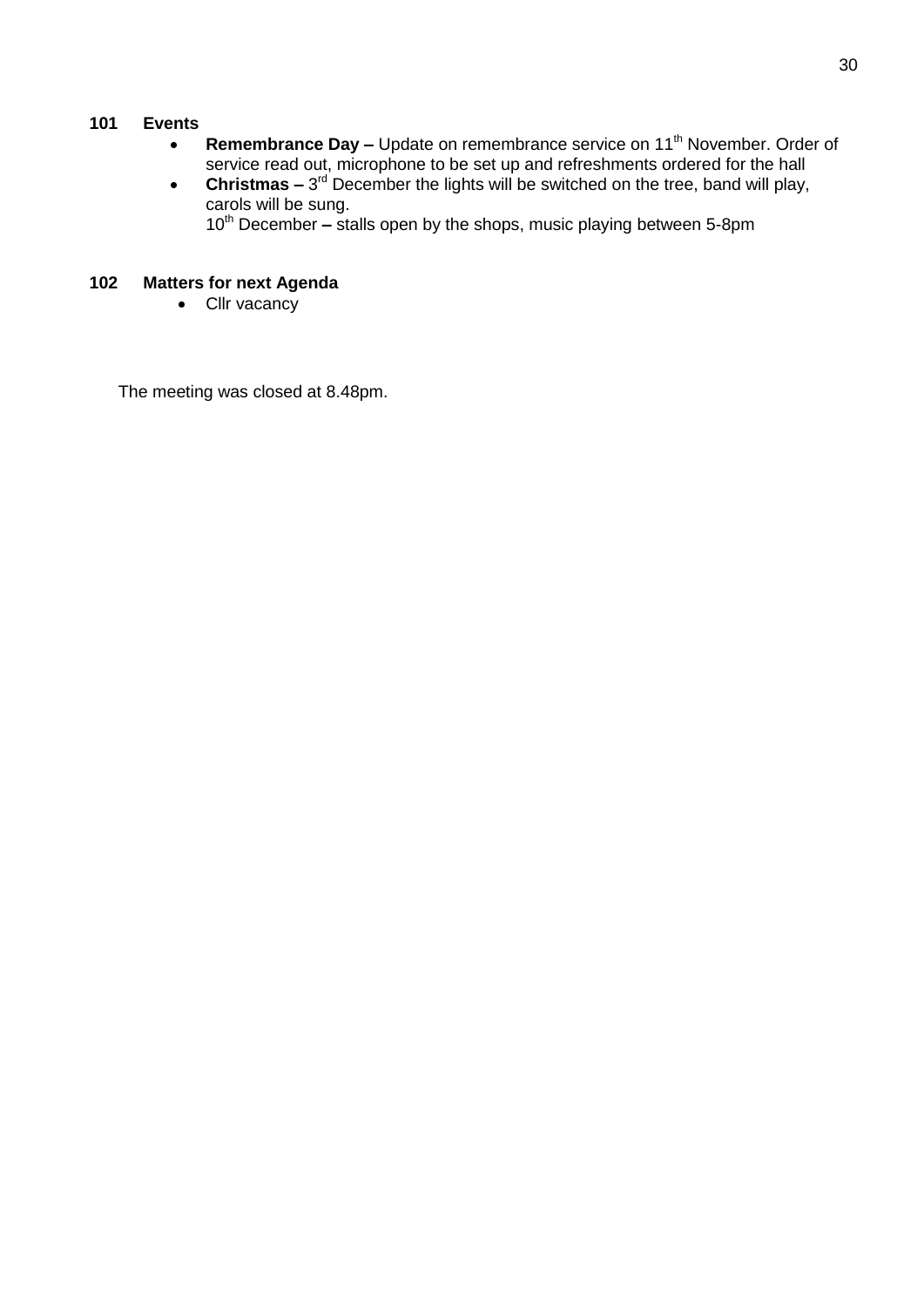**101 Events**

- **Remembrance Day –** Update on remembrance service on 11th November. Order of service read out, microphone to be set up and refreshments ordered for the hall
- **Christmas –** 3rd December the lights will be switched on the tree, band will play, carols will be sung.
  10th December **–** stalls open by the shops, music playing between 5-8pm

**102 Matters for next Agenda**

- Cllr vacancy

The meeting was closed at 8.48pm.